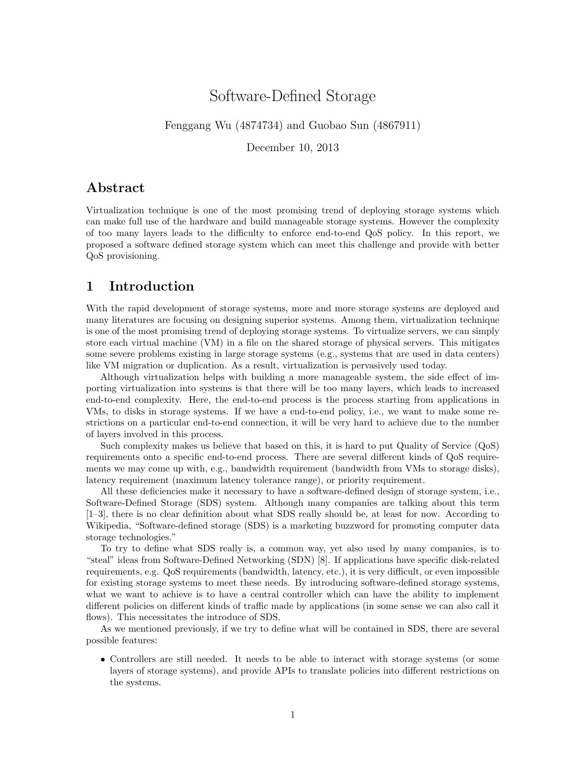# Software-Defined Storage

Fenggang Wu (4874734) and Guobao Sun (4867911)

December 10, 2013

## Abstract

Virtualization technique is one of the most promising trend of deploying storage systems which can make full use of the hardware and build manageable storage systems. However the complexity of too many layers leads to the difficulty to enforce end-to-end QoS policy. In this report, we proposed a software defined storage system which can meet this challenge and provide with better QoS provisioning.

## 1 Introduction

With the rapid development of storage systems, more and more storage systems are deployed and many literatures are focusing on designing superior systems. Among them, virtualization technique is one of the most promising trend of deploying storage systems. To virtualize servers, we can simply store each virtual machine (VM) in a file on the shared storage of physical servers. This mitigates some severe problems existing in large storage systems (e.g., systems that are used in data centers) like VM migration or duplication. As a result, virtualization is pervasively used today.

Although virtualization helps with building a more manageable system, the side effect of importing virtualization into systems is that there will be too many layers, which leads to increased end-to-end complexity. Here, the end-to-end process is the process starting from applications in VMs, to disks in storage systems. If we have a end-to-end policy, i.e., we want to make some restrictions on a particular end-to-end connection, it will be very hard to achieve due to the number of layers involved in this process.

Such complexity makes us believe that based on this, it is hard to put Quality of Service (QoS) requirements onto a specific end-to-end process. There are several different kinds of QoS requirements we may come up with, e.g., bandwidth requirement (bandwidth from VMs to storage disks), latency requirement (maximum latency tolerance range), or priority requirement.

All these deficiencies make it necessary to have a software-defined design of storage system, i.e., Software-Defined Storage (SDS) system. Although many companies are talking about this term [1–3], there is no clear definition about what SDS really should be, at least for now. According to Wikipedia, "Software-defined storage (SDS) is a marketing buzzword for promoting computer data storage technologies."

To try to define what SDS really is, a common way, yet also used by many companies, is to "steal" ideas from Software-Defined Networking (SDN) [8]. If applications have specific disk-related requirements, e.g. QoS requirements (bandwidth, latency, etc.), it is very difficult, or even impossible for existing storage systems to meet these needs. By introducing software-defined storage systems, what we want to achieve is to have a central controller which can have the ability to implement different policies on different kinds of traffic made by applications (in some sense we can also call it flows). This necessitates the introduce of SDS.

As we mentioned previously, if we try to define what will be contained in SDS, there are several possible features:

- Controllers are still needed. It needs to be able to interact with storage systems (or some layers of storage systems), and provide APIs to translate policies into different restrictions on the systems.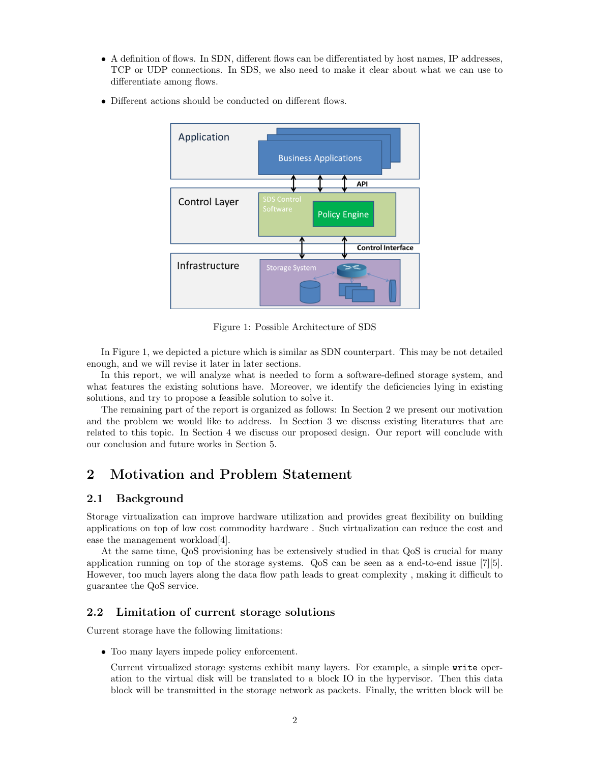- A definition of flows. In SDN, different flows can be differentiated by host names, IP addresses, TCP or UDP connections. In SDS, we also need to make it clear about what we can use to differentiate among flows.
- Different actions should be conducted on different flows.

Figure 1: Possible Architecture of SDS

In Figure 1, we depicted a picture which is similar as SDN counterpart. This may be not detailed enough, and we will revise it later in later sections.

In this report, we will analyze what is needed to form a software-defined storage system, and what features the existing solutions have. Moreover, we identify the deficiencies lying in existing solutions, and try to propose a feasible solution to solve it.

The remaining part of the report is organized as follows: In Section 2 we present our motivation and the problem we would like to address. In Section 3 we discuss existing literatures that are related to this topic. In Section 4 we discuss our proposed design. Our report will conclude with our conclusion and future works in Section 5.

## 2 Motivation and Problem Statement

### 2.1 Background

Storage virtualization can improve hardware utilization and provides great flexibility on building applications on top of low cost commodity hardware . Such virtualization can reduce the cost and ease the management workload[4].

At the same time, QoS provisioning has be extensively studied in that QoS is crucial for many application running on top of the storage systems. QoS can be seen as a end-to-end issue [7][5]. However, too much layers along the data flow path leads to great complexity , making it difficult to guarantee the QoS service.

### 2.2 Limitation of current storage solutions

Current storage have the following limitations:

- Too many layers impede policy enforcement.

  Current virtualized storage systems exhibit many layers. For example, a simple `write` operation to the virtual disk will be translated to a block IO in the hypervisor. Then this data block will be transmitted in the storage network as packets. Finally, the written block will be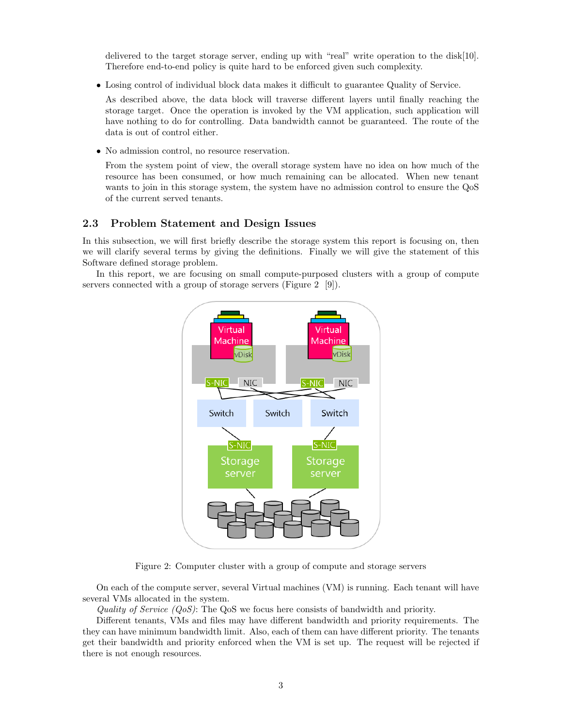delivered to the target storage server, ending up with "real" write operation to the disk[10]. Therefore end-to-end policy is quite hard to be enforced given such complexity.

- Losing control of individual block data makes it difficult to guarantee Quality of Service.

  As described above, the data block will traverse different layers until finally reaching the storage target. Once the operation is invoked by the VM application, such application will have nothing to do for controlling. Data bandwidth cannot be guaranteed. The route of the data is out of control either.

- No admission control, no resource reservation.

  From the system point of view, the overall storage system have no idea on how much of the resource has been consumed, or how much remaining can be allocated. When new tenant wants to join in this storage system, the system have no admission control to ensure the QoS of the current served tenants.

### 2.3 Problem Statement and Design Issues

In this subsection, we will first briefly describe the storage system this report is focusing on, then we will clarify several terms by giving the definitions. Finally we will give the statement of this Software defined storage problem.

In this report, we are focusing on small compute-purposed clusters with a group of compute servers connected with a group of storage servers (Figure 2 [9]).

Figure 2: Computer cluster with a group of compute and storage servers

On each of the compute server, several Virtual machines (VM) is running. Each tenant will have several VMs allocated in the system.

*Quality of Service (QoS)*: The QoS we focus here consists of bandwidth and priority.

Different tenants, VMs and files may have different bandwidth and priority requirements. The they can have minimum bandwidth limit. Also, each of them can have different priority. The tenants get their bandwidth and priority enforced when the VM is set up. The request will be rejected if there is not enough resources.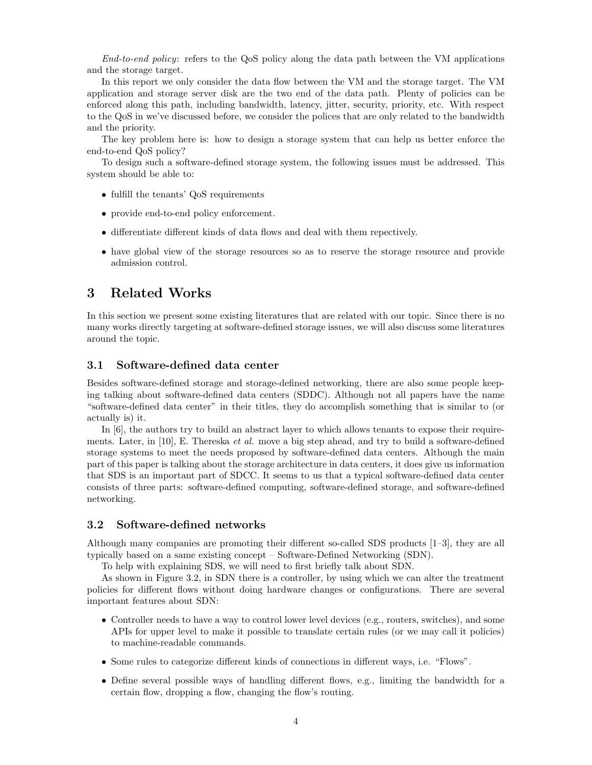*End-to-end policy*: refers to the QoS policy along the data path between the VM applications and the storage target.

In this report we only consider the data flow between the VM and the storage target. The VM application and storage server disk are the two end of the data path. Plenty of policies can be enforced along this path, including bandwidth, latency, jitter, security, priority, etc. With respect to the QoS in we've discussed before, we consider the polices that are only related to the bandwidth and the priority.

The key problem here is: how to design a storage system that can help us better enforce the end-to-end QoS policy?

To design such a software-defined storage system, the following issues must be addressed. This system should be able to:

- fulfill the tenants' QoS requirements
- provide end-to-end policy enforcement.
- differentiate different kinds of data flows and deal with them repectively.
- have global view of the storage resources so as to reserve the storage resource and provide admission control.

# 3 Related Works

In this section we present some existing literatures that are related with our topic. Since there is no many works directly targeting at software-defined storage issues, we will also discuss some literatures around the topic.

## 3.1 Software-defined data center

Besides software-defined storage and storage-defined networking, there are also some people keeping talking about software-defined data centers (SDDC). Although not all papers have the name "software-defined data center" in their titles, they do accomplish something that is similar to (or actually is) it.

In [6], the authors try to build an abstract layer to which allows tenants to expose their requirements. Later, in [10], E. Thereska *et al.* move a big step ahead, and try to build a software-defined storage systems to meet the needs proposed by software-defined data centers. Although the main part of this paper is talking about the storage architecture in data centers, it does give us information that SDS is an important part of SDCC. It seems to us that a typical software-defined data center consists of three parts: software-defined computing, software-defined storage, and software-defined networking.

## 3.2 Software-defined networks

Although many companies are promoting their different so-called SDS products [1–3], they are all typically based on a same existing concept – Software-Defined Networking (SDN).

To help with explaining SDS, we will need to first briefly talk about SDN.

As shown in Figure 3.2, in SDN there is a controller, by using which we can alter the treatment policies for different flows without doing hardware changes or configurations. There are several important features about SDN:

- Controller needs to have a way to control lower level devices (e.g., routers, switches), and some APIs for upper level to make it possible to translate certain rules (or we may call it policies) to machine-readable commands.
- Some rules to categorize different kinds of connections in different ways, i.e. "Flows".
- Define several possible ways of handling different flows, e.g., limiting the bandwidth for a certain flow, dropping a flow, changing the flow's routing.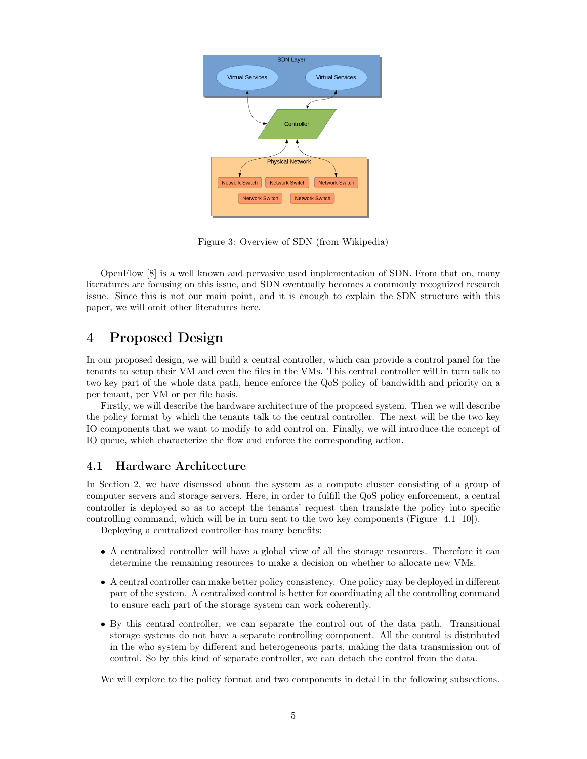Figure 3: Overview of SDN (from Wikipedia)

OpenFlow [8] is a well known and pervasive used implementation of SDN. From that on, many literatures are focusing on this issue, and SDN eventually becomes a commonly recognized research issue. Since this is not our main point, and it is enough to explain the SDN structure with this paper, we will omit other literatures here.

# 4 Proposed Design

In our proposed design, we will build a central controller, which can provide a control panel for the tenants to setup their VM and even the files in the VMs. This central controller will in turn talk to two key part of the whole data path, hence enforce the QoS policy of bandwidth and priority on a per tenant, per VM or per file basis.

Firstly, we will describe the hardware architecture of the proposed system. Then we will describe the policy format by which the tenants talk to the central controller. The next will be the two key IO components that we want to modify to add control on. Finally, we will introduce the concept of IO queue, which characterize the flow and enforce the corresponding action.

## 4.1 Hardware Architecture

In Section 2, we have discussed about the system as a compute cluster consisting of a group of computer servers and storage servers. Here, in order to fulfill the QoS policy enforcement, a central controller is deployed so as to accept the tenants' request then translate the policy into specific controlling command, which will be in turn sent to the two key components (Figure 4.1 [10]).

Deploying a centralized controller has many benefits:

- A centralized controller will have a global view of all the storage resources. Therefore it can determine the remaining resources to make a decision on whether to allocate new VMs.
- A central controller can make better policy consistency. One policy may be deployed in different part of the system. A centralized control is better for coordinating all the controlling command to ensure each part of the storage system can work coherently.
- By this central controller, we can separate the control out of the data path. Transitional storage systems do not have a separate controlling component. All the control is distributed in the who system by different and heterogeneous parts, making the data transmission out of control. So by this kind of separate controller, we can detach the control from the data.

We will explore to the policy format and two components in detail in the following subsections.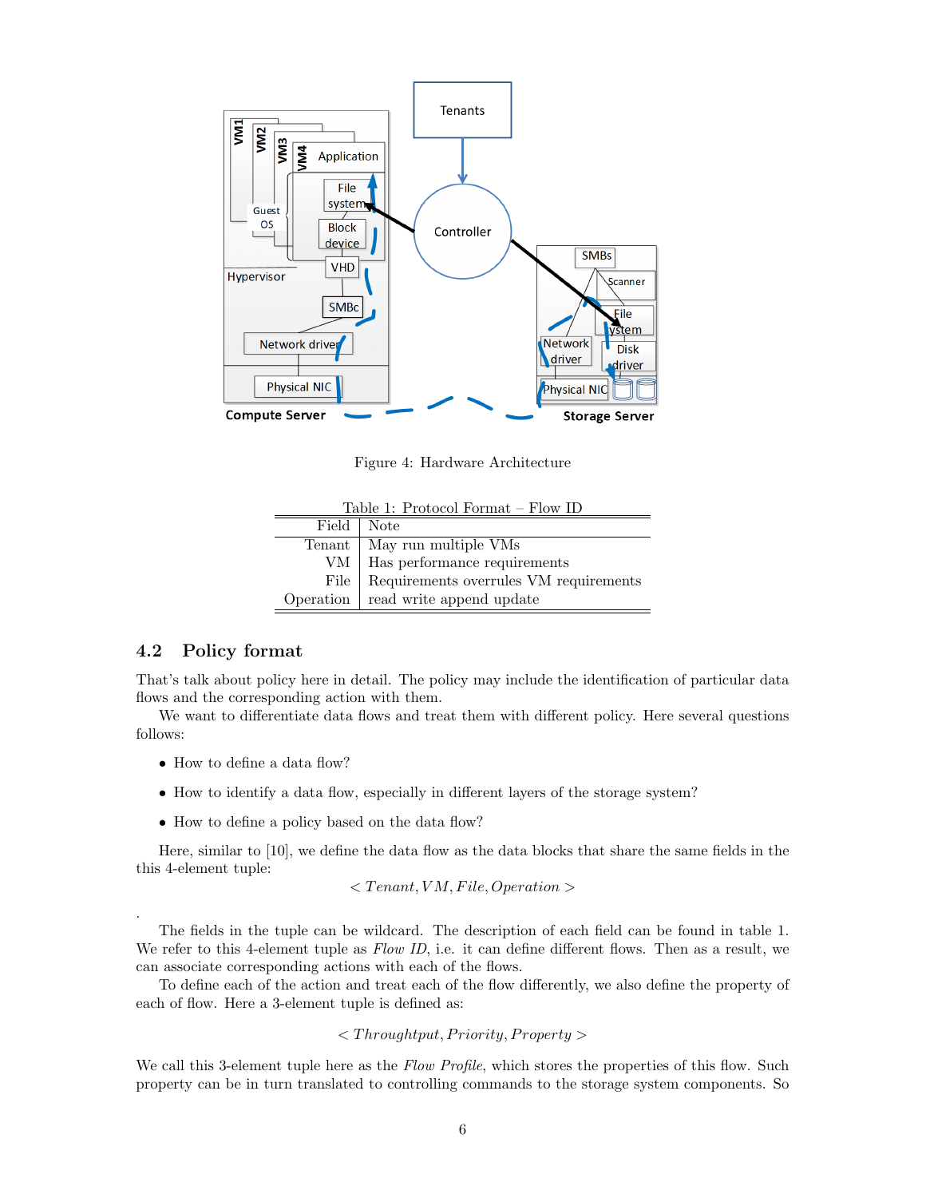Figure 4: Hardware Architecture

Table 1: Protocol Format – Flow ID

| Field | Note |
| --- | --- |
| Tenant | May run multiple VMs |
| VM | Has performance requirements |
| File | Requirements overrules VM requirements |
| Operation | read write append update |

### 4.2 Policy format

That's talk about policy here in detail. The policy may include the identification of particular data flows and the corresponding action with them.

We want to differentiate data flows and treat them with different policy. Here several questions follows:

- How to define a data flow?
- How to identify a data flow, especially in different layers of the storage system?
- How to define a policy based on the data flow?

Here, similar to [10], we define the data flow as the data blocks that share the same fields in the this 4-element tuple:

$$< Tenant, VM, File, Operation >$$

.

The fields in the tuple can be wildcard. The description of each field can be found in table 1. We refer to this 4-element tuple as *Flow ID*, i.e. it can define different flows. Then as a result, we can associate corresponding actions with each of the flows.

To define each of the action and treat each of the flow differently, we also define the property of each of flow. Here a 3-element tuple is defined as:

$$< Throughtput, Priority, Property >$$

We call this 3-element tuple here as the *Flow Profile*, which stores the properties of this flow. Such property can be in turn translated to controlling commands to the storage system components. So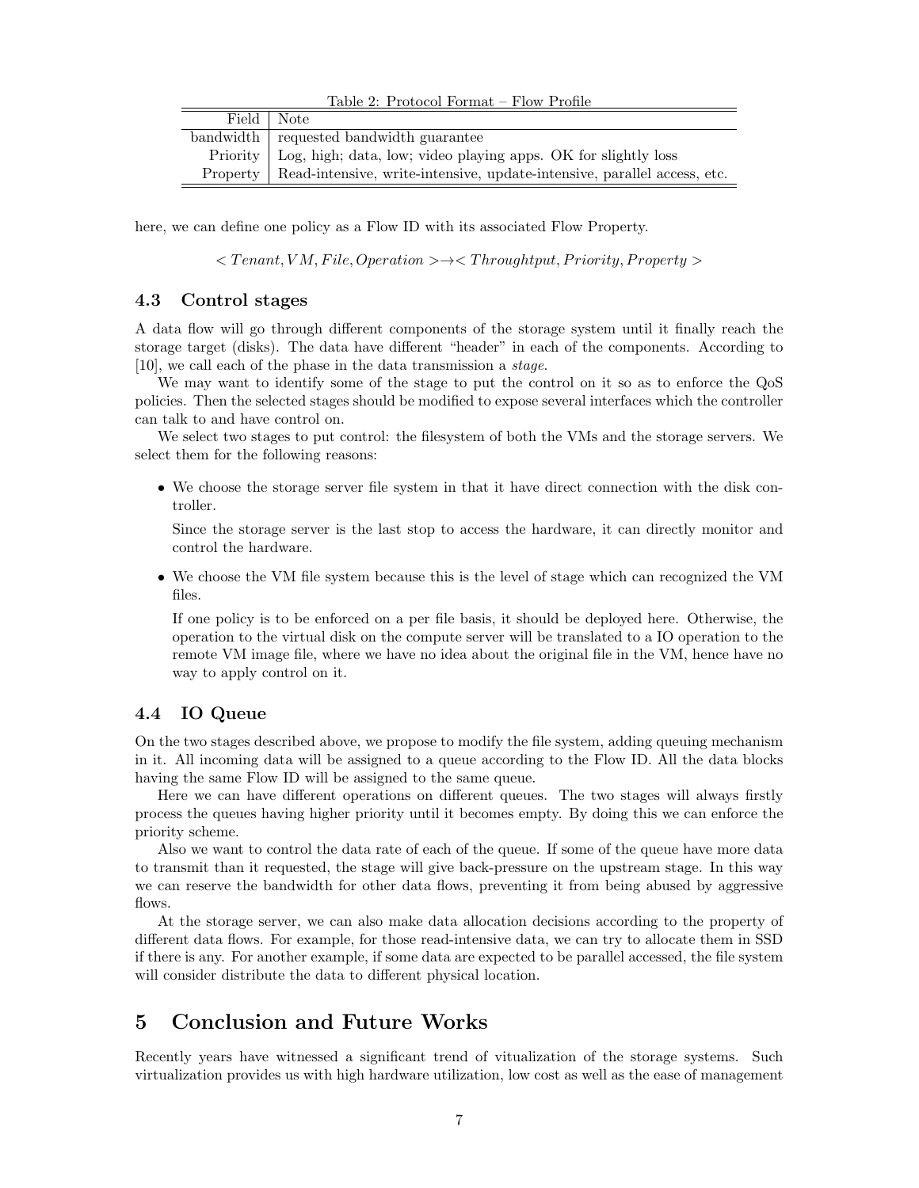Table 2: Protocol Format – Flow Profile

| Field | Note |
|---|---|
| bandwidth | requested bandwidth guarantee |
| Priority | Log, high; data, low; video playing apps. OK for slightly loss |
| Property | Read-intensive, write-intensive, update-intensive, parallel access, etc. |

here, we can define one policy as a Flow ID with its associated Flow Property.

$$< Tenant, VM, File, Operation > \rightarrow < Throughtput, Priority, Property >$$

### 4.3 Control stages

A data flow will go through different components of the storage system until it finally reach the storage target (disks). The data have different "header" in each of the components. According to [10], we call each of the phase in the data transmission a *stage*.

We may want to identify some of the stage to put the control on it so as to enforce the QoS policies. Then the selected stages should be modified to expose several interfaces which the controller can talk to and have control on.

We select two stages to put control: the filesystem of both the VMs and the storage servers. We select them for the following reasons:

- We choose the storage server file system in that it have direct connection with the disk controller.

  Since the storage server is the last stop to access the hardware, it can directly monitor and control the hardware.

- We choose the VM file system because this is the level of stage which can recognized the VM files.

  If one policy is to be enforced on a per file basis, it should be deployed here. Otherwise, the operation to the virtual disk on the compute server will be translated to a IO operation to the remote VM image file, where we have no idea about the original file in the VM, hence have no way to apply control on it.

### 4.4 IO Queue

On the two stages described above, we propose to modify the file system, adding queuing mechanism in it. All incoming data will be assigned to a queue according to the Flow ID. All the data blocks having the same Flow ID will be assigned to the same queue.

Here we can have different operations on different queues. The two stages will always firstly process the queues having higher priority until it becomes empty. By doing this we can enforce the priority scheme.

Also we want to control the data rate of each of the queue. If some of the queue have more data to transmit than it requested, the stage will give back-pressure on the upstream stage. In this way we can reserve the bandwidth for other data flows, preventing it from being abused by aggressive flows.

At the storage server, we can also make data allocation decisions according to the property of different data flows. For example, for those read-intensive data, we can try to allocate them in SSD if there is any. For another example, if some data are expected to be parallel accessed, the file system will consider distribute the data to different physical location.

## 5 Conclusion and Future Works

Recently years have witnessed a significant trend of vitualization of the storage systems. Such virtualization provides us with high hardware utilization, low cost as well as the ease of management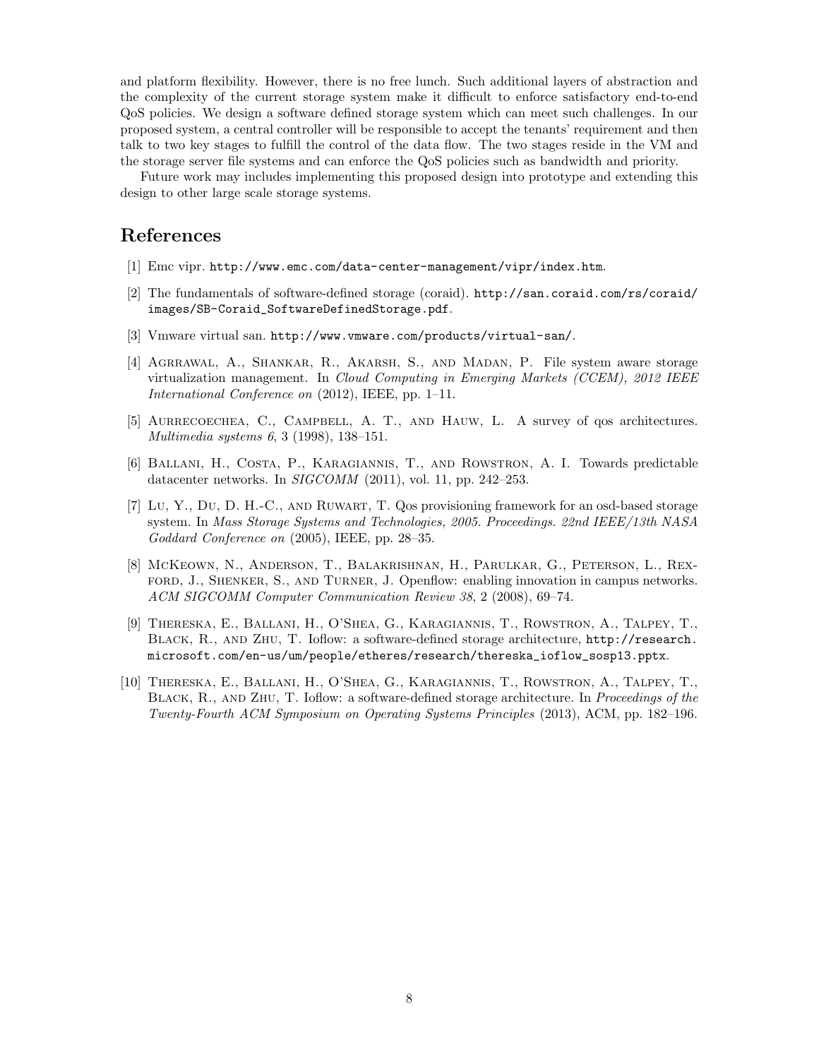and platform flexibility. However, there is no free lunch. Such additional layers of abstraction and the complexity of the current storage system make it difficult to enforce satisfactory end-to-end QoS policies. We design a software defined storage system which can meet such challenges. In our proposed system, a central controller will be responsible to accept the tenants' requirement and then talk to two key stages to fulfill the control of the data flow. The two stages reside in the VM and the storage server file systems and can enforce the QoS policies such as bandwidth and priority.

Future work may includes implementing this proposed design into prototype and extending this design to other large scale storage systems.

# References

[1] Emc vipr. http://www.emc.com/data-center-management/vipr/index.htm.

[2] The fundamentals of software-defined storage (coraid). http://san.coraid.com/rs/coraid/images/SB-Coraid_SoftwareDefinedStorage.pdf.

[3] Vmware virtual san. http://www.vmware.com/products/virtual-san/.

[4] Agrrawal, A., Shankar, R., Akarsh, S., and Madan, P. File system aware storage virtualization management. In *Cloud Computing in Emerging Markets (CCEM), 2012 IEEE International Conference on* (2012), IEEE, pp. 1–11.

[5] Aurrecoechea, C., Campbell, A. T., and Hauw, L. A survey of qos architectures. *Multimedia systems 6*, 3 (1998), 138–151.

[6] Ballani, H., Costa, P., Karagiannis, T., and Rowstron, A. I. Towards predictable datacenter networks. In *SIGCOMM* (2011), vol. 11, pp. 242–253.

[7] Lu, Y., Du, D. H.-C., and Ruwart, T. Qos provisioning framework for an osd-based storage system. In *Mass Storage Systems and Technologies, 2005. Proceedings. 22nd IEEE/13th NASA Goddard Conference on* (2005), IEEE, pp. 28–35.

[8] McKeown, N., Anderson, T., Balakrishnan, H., Parulkar, G., Peterson, L., Rexford, J., Shenker, S., and Turner, J. Openflow: enabling innovation in campus networks. *ACM SIGCOMM Computer Communication Review 38*, 2 (2008), 69–74.

[9] Thereska, E., Ballani, H., O'Shea, G., Karagiannis, T., Rowstron, A., Talpey, T., Black, R., and Zhu, T. Ioflow: a software-defined storage architecture, http://research.microsoft.com/en-us/um/people/etheres/research/thereska_ioflow_sosp13.pptx.

[10] Thereska, E., Ballani, H., O'Shea, G., Karagiannis, T., Rowstron, A., Talpey, T., Black, R., and Zhu, T. Ioflow: a software-defined storage architecture. In *Proceedings of the Twenty-Fourth ACM Symposium on Operating Systems Principles* (2013), ACM, pp. 182–196.